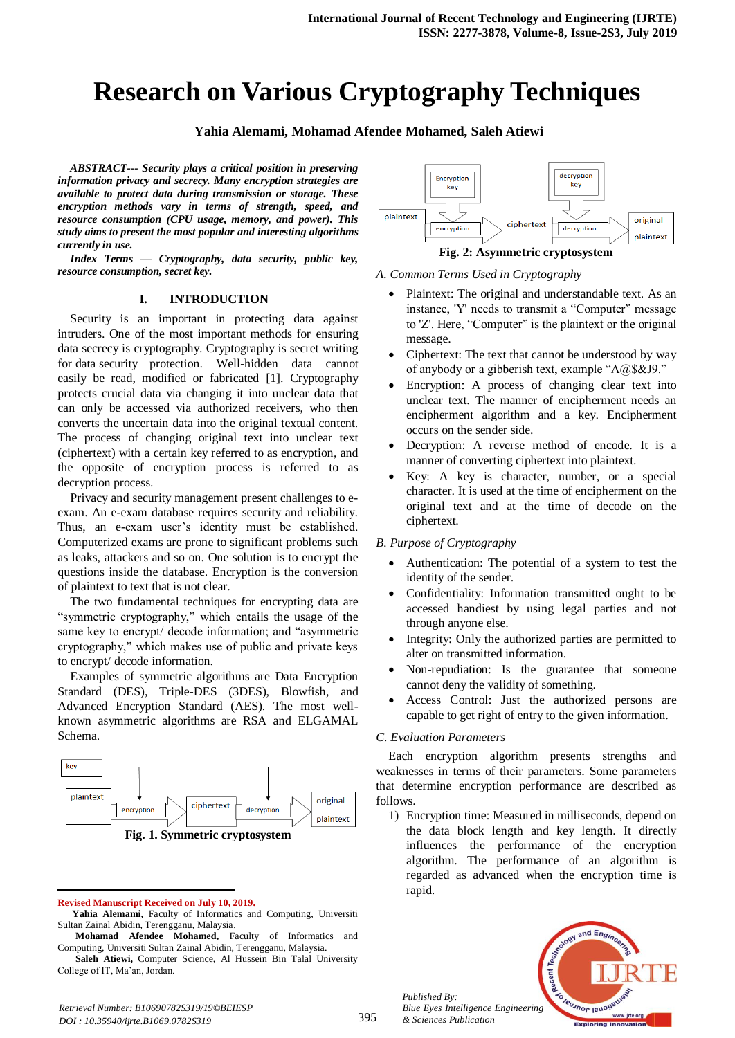# Research on Various Cryptography Techniques

**Yahia Alemami, Mohamad Afendee Mohamed, Saleh Atiewi**

***ABSTRACT--- Security plays a critical position in preserving information privacy and secrecy. Many encryption strategies are available to protect data during transmission or storage. These encryption methods vary in terms of strength, speed, and resource consumption (CPU usage, memory, and power). This study aims to present the most popular and interesting algorithms currently in use.***

***Index Terms — Cryptography, data security, public key, resource consumption, secret key.***

## I. INTRODUCTION

Security is an important in protecting data against intruders. One of the most important methods for ensuring data secrecy is cryptography. Cryptography is secret writing for data security protection. Well-hidden data cannot easily be read, modified or fabricated [1]. Cryptography protects crucial data via changing it into unclear data that can only be accessed via authorized receivers, who then converts the uncertain data into the original textual content. The process of changing original text into unclear text (ciphertext) with a certain key referred to as encryption, and the opposite of encryption process is referred to as decryption process.

Privacy and security management present challenges to e-exam. An e-exam database requires security and reliability. Thus, an e-exam user's identity must be established. Computerized exams are prone to significant problems such as leaks, attackers and so on. One solution is to encrypt the questions inside the database. Encryption is the conversion of plaintext to text that is not clear.

The two fundamental techniques for encrypting data are "symmetric cryptography," which entails the usage of the same key to encrypt/ decode information; and "asymmetric cryptography," which makes use of public and private keys to encrypt/ decode information.

Examples of symmetric algorithms are Data Encryption Standard (DES), Triple-DES (3DES), Blowfish, and Advanced Encryption Standard (AES). The most well-known asymmetric algorithms are RSA and ELGAMAL Schema.

**Fig. 1. Symmetric cryptosystem**

**Fig. 2: Asymmetric cryptosystem**

### *A. Common Terms Used in Cryptography*

- Plaintext: The original and understandable text. As an instance, 'Y' needs to transmit a "Computer" message to 'Z'. Here, "Computer" is the plaintext or the original message.
- Ciphertext: The text that cannot be understood by way of anybody or a gibberish text, example "A@$&J9."
- Encryption: A process of changing clear text into unclear text. The manner of encipherment needs an encipherment algorithm and a key. Encipherment occurs on the sender side.
- Decryption: A reverse method of encode. It is a manner of converting ciphertext into plaintext.
- Key: A key is character, number, or a special character. It is used at the time of encipherment on the original text and at the time of decode on the ciphertext.

### *B. Purpose of Cryptography*

- Authentication: The potential of a system to test the identity of the sender.
- Confidentiality: Information transmitted ought to be accessed handiest by using legal parties and not through anyone else.
- Integrity: Only the authorized parties are permitted to alter on transmitted information.
- Non-repudiation: Is the guarantee that someone cannot deny the validity of something.
- Access Control: Just the authorized persons are capable to get right of entry to the given information.

### *C. Evaluation Parameters*

Each encryption algorithm presents strengths and weaknesses in terms of their parameters. Some parameters that determine encryption performance are described as follows.

1) Encryption time: Measured in milliseconds, depend on the data block length and key length. It directly influences the performance of the encryption algorithm. The performance of an algorithm is regarded as advanced when the encryption time is rapid.

---

**Revised Manuscript Received on July 10, 2019.**

**Yahia Alemami,** Faculty of Informatics and Computing, Universiti Sultan Zainal Abidin, Terengganu, Malaysia.

**Mohamad Afendee Mohamed,** Faculty of Informatics and Computing, Universiti Sultan Zainal Abidin, Terengganu, Malaysia.

**Saleh Atiewi,** Computer Science, Al Hussein Bin Talal University College of IT, Ma'an, Jordan.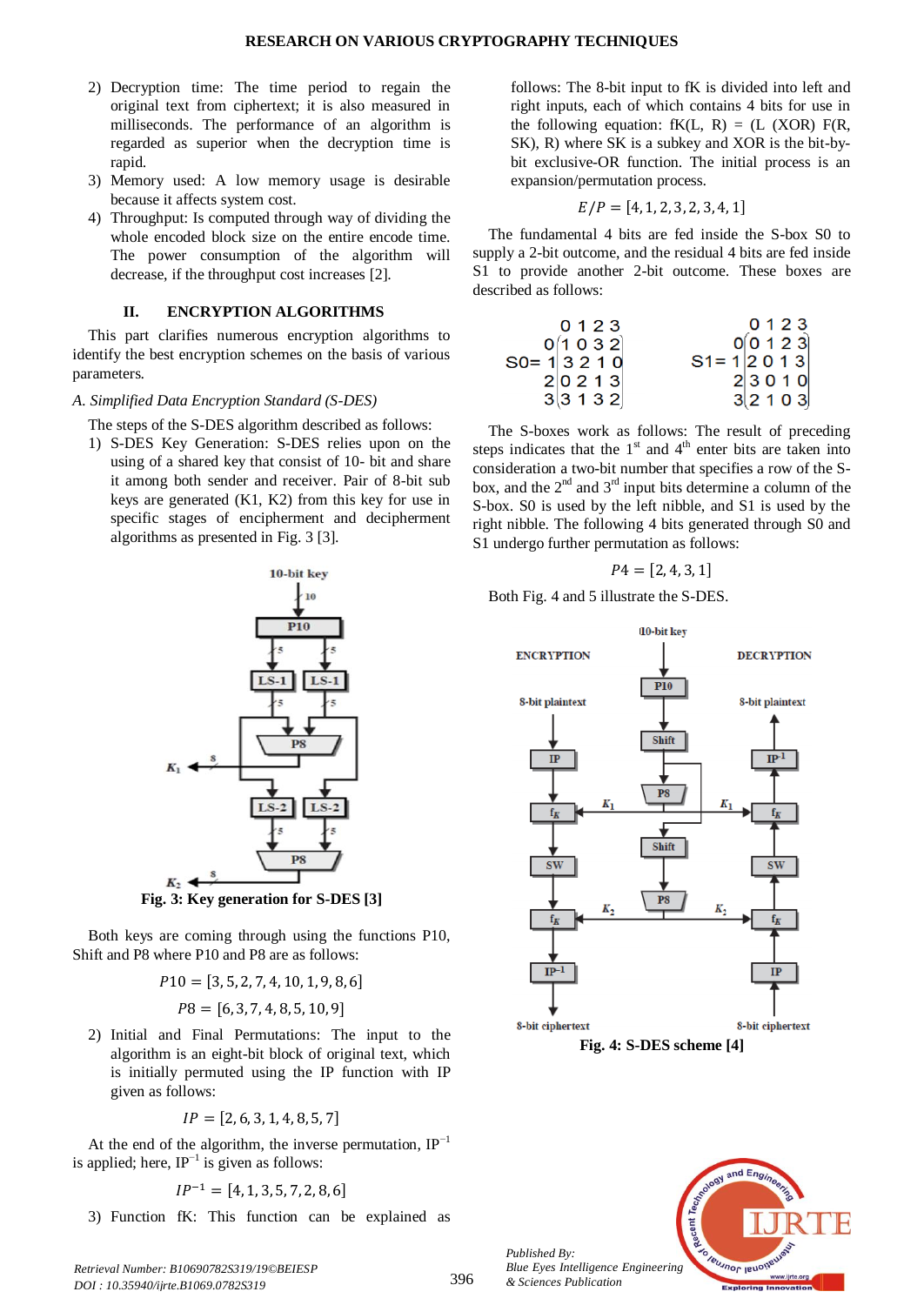2) Decryption time: The time period to regain the original text from ciphertext; it is also measured in milliseconds. The performance of an algorithm is regarded as superior when the decryption time is rapid.
3) Memory used: A low memory usage is desirable because it affects system cost.
4) Throughput: Is computed through way of dividing the whole encoded block size on the entire encode time. The power consumption of the algorithm will decrease, if the throughput cost increases [2].

## II. ENCRYPTION ALGORITHMS

This part clarifies numerous encryption algorithms to identify the best encryption schemes on the basis of various parameters.

### *A. Simplified Data Encryption Standard (S-DES)*

The steps of the S-DES algorithm described as follows:

1) S-DES Key Generation: S-DES relies upon on the using of a shared key that consist of 10- bit and share it among both sender and receiver. Pair of 8-bit sub keys are generated (K1, K2) from this key for use in specific stages of encipherment and decipherment algorithms as presented in Fig. 3 [3].

10-bit key
10
P10
5
5
LS-1
LS-1
5
5
P8
$K_1$
8
LS-2
LS-2
5
5
P8
$K_2$
8

**Fig. 3: Key generation for S-DES [3]**

Both keys are coming through using the functions P10, Shift and P8 where P10 and P8 are as follows:

$$P10 = [3, 5, 2, 7, 4, 10, 1, 9, 8, 6]$$

$$P8 = [6, 3, 7, 4, 8, 5, 10, 9]$$

2) Initial and Final Permutations: The input to the algorithm is an eight-bit block of original text, which is initially permuted using the IP function with IP given as follows:

$$IP = [2, 6, 3, 1, 4, 8, 5, 7]$$

At the end of the algorithm, the inverse permutation, $IP^{-1}$ is applied; here, $IP^{-1}$ is given as follows:

$$IP^{-1} = [4, 1, 3, 5, 7, 2, 8, 6]$$

3) Function fK: This function can be explained as follows: The 8-bit input to fK is divided into left and right inputs, each of which contains 4 bits for use in the following equation: fK(L, R) = (L (XOR) F(R, SK), R) where SK is a subkey and XOR is the bit-by-bit exclusive-OR function. The initial process is an expansion/permutation process.

$$E/P = [4, 1, 2, 3, 2, 3, 4, 1]$$

The fundamental 4 bits are fed inside the S-box S0 to supply a 2-bit outcome, and the residual 4 bits are fed inside S1 to provide another 2-bit outcome. These boxes are described as follows:

$$S0 = \begin{array}{c|cccc} & 0 & 1 & 2 & 3 \\ \hline 0 & 1 & 0 & 3 & 2 \\ 1 & 3 & 2 & 1 & 0 \\ 2 & 0 & 2 & 1 & 3 \\ 3 & 3 & 1 & 3 & 2 \end{array} \qquad S1 = \begin{array}{c|cccc} & 0 & 1 & 2 & 3 \\ \hline 0 & 0 & 1 & 2 & 3 \\ 1 & 2 & 0 & 1 & 3 \\ 2 & 3 & 0 & 1 & 0 \\ 3 & 2 & 1 & 0 & 3 \end{array}$$

The S-boxes work as follows: The result of preceding steps indicates that the 1st and 4th enter bits are taken into consideration as a two-bit number that specifies a row of the S-box, and the 2nd and 3rd input bits determine a column of the S-box. S0 is used by the left nibble, and S1 is used by the right nibble. The following 4 bits generated through S0 and S1 undergo further permutation as follows:

$$P4 = [2, 4, 3, 1]$$

Both Fig. 4 and 5 illustrate the S-DES.

10-bit key
ENCRYPTION
DECRYPTION
8-bit plaintext
P10
8-bit plaintext
Shift
IP
$IP^{-1}$
P8
$K_1$
$K_1$
$f_K$
$f_K$
Shift
SW
SW
P8
$K_2$
$K_2$
$f_K$
$f_K$
$IP^{-1}$
IP
8-bit ciphertext
8-bit ciphertext

**Fig. 4: S-DES scheme [4]**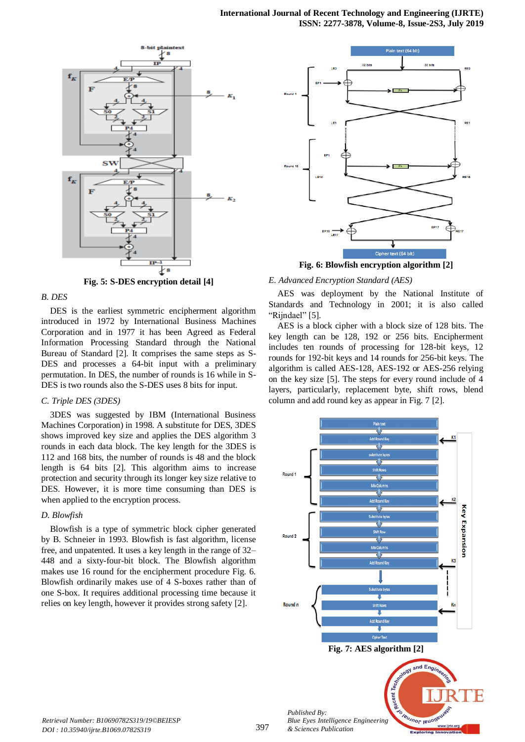Fig. 5: S-DES encryption detail [4]

### B. DES

DES is the earliest symmetric encipherment algorithm introduced in 1972 by International Business Machines Corporation and in 1977 it has been Agreed as Federal Information Processing Standard through the National Bureau of Standard [2]. It comprises the same steps as S-DES and processes a 64-bit input with a preliminary permutation. In DES, the number of rounds is 16 while in S-DES is two rounds also the S-DES uses 8 bits for input.

### C. Triple DES (3DES)

3DES was suggested by IBM (International Business Machines Corporation) in 1998. A substitute for DES, 3DES shows improved key size and applies the DES algorithm 3 rounds in each data block. The key length for the 3DES is 112 and 168 bits, the number of rounds is 48 and the block length is 64 bits [2]. This algorithm aims to increase protection and security through its longer key size relative to DES. However, it is more time consuming than DES is when applied to the encryption process.

### D. Blowfish

Blowfish is a type of symmetric block cipher generated by B. Schneier in 1993. Blowfish is fast algorithm, license free, and unpatented. It uses a key length in the range of 32–448 and a sixty-four-bit block. The Blowfish algorithm makes use 16 round for the encipherment procedure Fig. 6. Blowfish ordinarily makes use of 4 S-boxes rather than of one S-box. It requires additional processing time because it relies on key length, however it provides strong safety [2].

Fig. 6: Blowfish encryption algorithm [2]

### E. Advanced Encryption Standard (AES)

AES was deployment by the National Institute of Standards and Technology in 2001; it is also called "Rijndael" [5].

AES is a block cipher with a block size of 128 bits. The key length can be 128, 192 or 256 bits. Encipherment includes ten rounds of processing for 128-bit keys, 12 rounds for 192-bit keys and 14 rounds for 256-bit keys. The algorithm is called AES-128, AES-192 or AES-256 relying on the key size [5]. The steps for every round include of 4 layers, particularly, replacement byte, shift rows, blend column and add round key as appear in Fig. 7 [2].

Fig. 7: AES algorithm [2]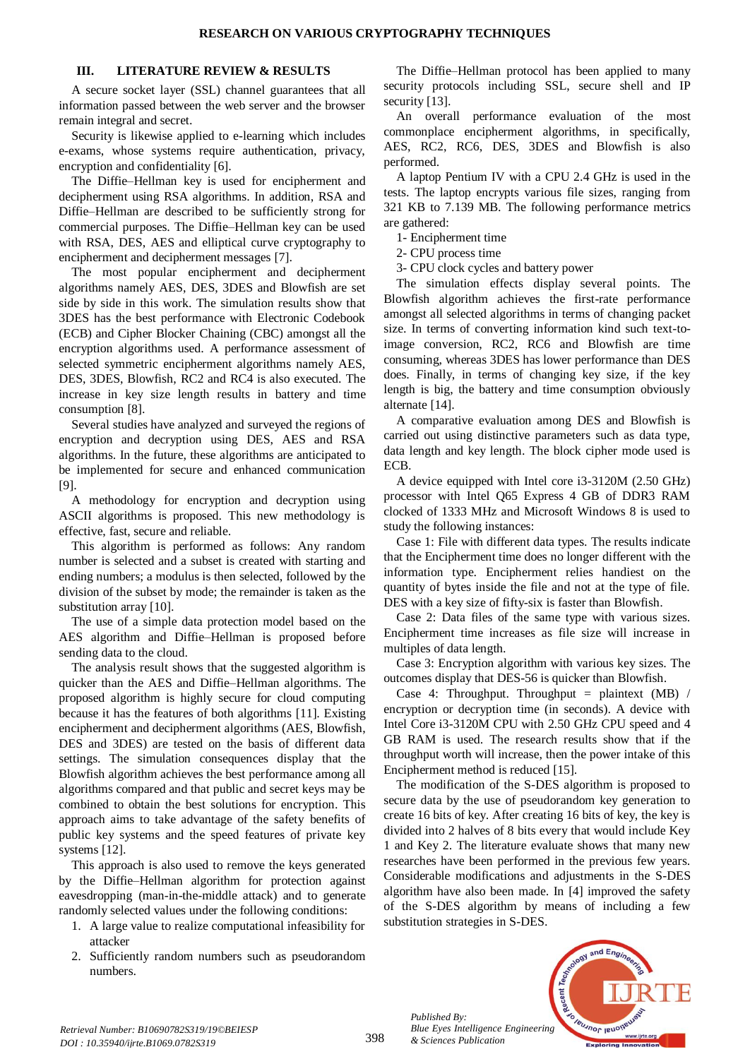## III. LITERATURE REVIEW & RESULTS

A secure socket layer (SSL) channel guarantees that all information passed between the web server and the browser remain integral and secret.

Security is likewise applied to e-learning which includes e-exams, whose systems require authentication, privacy, encryption and confidentiality [6].

The Diffie–Hellman key is used for encipherment and decipherment using RSA algorithms. In addition, RSA and Diffie–Hellman are described to be sufficiently strong for commercial purposes. The Diffie–Hellman key can be used with RSA, DES, AES and elliptical curve cryptography to encipherment and decipherment messages [7].

The most popular encipherment and decipherment algorithms namely AES, DES, 3DES and Blowfish are set side by side in this work. The simulation results show that 3DES has the best performance with Electronic Codebook (ECB) and Cipher Blocker Chaining (CBC) amongst all the encryption algorithms used. A performance assessment of selected symmetric encipherment algorithms namely AES, DES, 3DES, Blowfish, RC2 and RC4 is also executed. The increase in key size length results in battery and time consumption [8].

Several studies have analyzed and surveyed the regions of encryption and decryption using DES, AES and RSA algorithms. In the future, these algorithms are anticipated to be implemented for secure and enhanced communication [9].

A methodology for encryption and decryption using ASCII algorithms is proposed. This new methodology is effective, fast, secure and reliable.

This algorithm is performed as follows: Any random number is selected and a subset is created with starting and ending numbers; a modulus is then selected, followed by the division of the subset by mode; the remainder is taken as the substitution array [10].

The use of a simple data protection model based on the AES algorithm and Diffie–Hellman is proposed before sending data to the cloud.

The analysis result shows that the suggested algorithm is quicker than the AES and Diffie–Hellman algorithms. The proposed algorithm is highly secure for cloud computing because it has the features of both algorithms [11]. Existing encipherment and decipherment algorithms (AES, Blowfish, DES and 3DES) are tested on the basis of different data settings. The simulation consequences display that the Blowfish algorithm achieves the best performance among all algorithms compared and that public and secret keys may be combined to obtain the best solutions for encryption. This approach aims to take advantage of the safety benefits of public key systems and the speed features of private key systems [12].

This approach is also used to remove the keys generated by the Diffie–Hellman algorithm for protection against eavesdropping (man-in-the-middle attack) and to generate randomly selected values under the following conditions:

1. A large value to realize computational infeasibility for attacker
2. Sufficiently random numbers such as pseudorandom numbers.

The Diffie–Hellman protocol has been applied to many security protocols including SSL, secure shell and IP security [13].

An overall performance evaluation of the most commonplace encipherment algorithms, in specifically, AES, RC2, RC6, DES, 3DES and Blowfish is also performed.

A laptop Pentium IV with a CPU 2.4 GHz is used in the tests. The laptop encrypts various file sizes, ranging from 321 KB to 7.139 MB. The following performance metrics are gathered:

1- Encipherment time

2- CPU process time

3- CPU clock cycles and battery power

The simulation effects display several points. The Blowfish algorithm achieves the first-rate performance amongst all selected algorithms in terms of changing packet size. In terms of converting information kind such text-to-image conversion, RC2, RC6 and Blowfish are time consuming, whereas 3DES has lower performance than DES does. Finally, in terms of changing key size, if the key length is big, the battery and time consumption obviously alternate [14].

A comparative evaluation among DES and Blowfish is carried out using distinctive parameters such as data type, data length and key length. The block cipher mode used is ECB.

A device equipped with Intel core i3-3120M (2.50 GHz) processor with Intel Q65 Express 4 GB of DDR3 RAM clocked of 1333 MHz and Microsoft Windows 8 is used to study the following instances:

Case 1: File with different data types. The results indicate that the Encipherment time does no longer different with the information type. Encipherment relies handiest on the quantity of bytes inside the file and not at the type of file. DES with a key size of fifty-six is faster than Blowfish.

Case 2: Data files of the same type with various sizes. Encipherment time increases as file size will increase in multiples of data length.

Case 3: Encryption algorithm with various key sizes. The outcomes display that DES-56 is quicker than Blowfish.

Case 4: Throughput. Throughput = plaintext (MB) / encryption or decryption time (in seconds). A device with Intel Core i3-3120M CPU with 2.50 GHz CPU speed and 4 GB RAM is used. The research results show that if the throughput worth will increase, then the power intake of this Encipherment method is reduced [15].

The modification of the S-DES algorithm is proposed to secure data by the use of pseudorandom key generation to create 16 bits of key. After creating 16 bits of key, the key is divided into 2 halves of 8 bits every that would include Key 1 and Key 2. The literature evaluate shows that many new researches have been performed in the previous few years. Considerable modifications and adjustments in the S-DES algorithm have also been made. In [4] improved the safety of the S-DES algorithm by means of including a few substitution strategies in S-DES.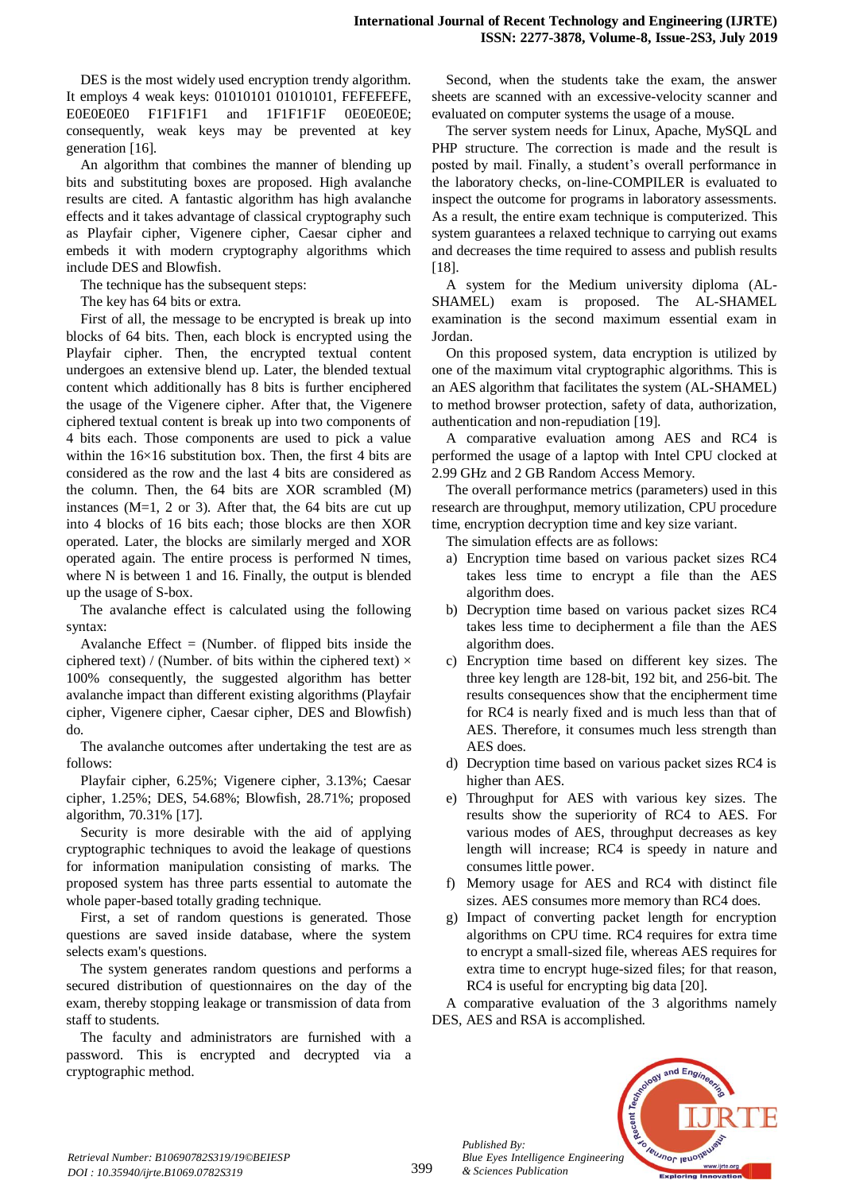DES is the most widely used encryption trendy algorithm. It employs 4 weak keys: 01010101 01010101, FEFEFEFE, E0E0E0E0 F1F1F1F1 and 1F1F1F1F 0E0E0E0E; consequently, weak keys may be prevented at key generation [16].

An algorithm that combines the manner of blending up bits and substituting boxes are proposed. High avalanche results are cited. A fantastic algorithm has high avalanche effects and it takes advantage of classical cryptography such as Playfair cipher, Vigenere cipher, Caesar cipher and embeds it with modern cryptography algorithms which include DES and Blowfish.

The technique has the subsequent steps:

The key has 64 bits or extra.

First of all, the message to be encrypted is break up into blocks of 64 bits. Then, each block is encrypted using the Playfair cipher. Then, the encrypted textual content undergoes an extensive blend up. Later, the blended textual content which additionally has 8 bits is further enciphered the usage of the Vigenere cipher. After that, the Vigenere ciphered textual content is break up into two components of 4 bits each. Those components are used to pick a value within the 16×16 substitution box. Then, the first 4 bits are considered as the row and the last 4 bits are considered as the column. Then, the 64 bits are XOR scrambled (M) instances (M=1, 2 or 3). After that, the 64 bits are cut up into 4 blocks of 16 bits each; those blocks are then XOR operated. Later, the blocks are similarly merged and XOR operated again. The entire process is performed N times, where N is between 1 and 16. Finally, the output is blended up the usage of S-box.

The avalanche effect is calculated using the following syntax:

Avalanche Effect = (Number. of flipped bits inside the ciphered text) / (Number. of bits within the ciphered text) × 100% consequently, the suggested algorithm has better avalanche impact than different existing algorithms (Playfair cipher, Vigenere cipher, Caesar cipher, DES and Blowfish) do.

The avalanche outcomes after undertaking the test are as follows:

Playfair cipher, 6.25%; Vigenere cipher, 3.13%; Caesar cipher, 1.25%; DES, 54.68%; Blowfish, 28.71%; proposed algorithm, 70.31% [17].

Security is more desirable with the aid of applying cryptographic techniques to avoid the leakage of questions for information manipulation consisting of marks. The proposed system has three parts essential to automate the whole paper-based totally grading technique.

First, a set of random questions is generated. Those questions are saved inside database, where the system selects exam's questions.

The system generates random questions and performs a secured distribution of questionnaires on the day of the exam, thereby stopping leakage or transmission of data from staff to students.

The faculty and administrators are furnished with a password. This is encrypted and decrypted via a cryptographic method.

Second, when the students take the exam, the answer sheets are scanned with an excessive-velocity scanner and evaluated on computer systems the usage of a mouse.

The server system needs for Linux, Apache, MySQL and PHP structure. The correction is made and the result is posted by mail. Finally, a student's overall performance in the laboratory checks, on-line-COMPILER is evaluated to inspect the outcome for programs in laboratory assessments. As a result, the entire exam technique is computerized. This system guarantees a relaxed technique to carrying out exams and decreases the time required to assess and publish results [18].

A system for the Medium university diploma (AL-SHAMEL) exam is proposed. The AL-SHAMEL examination is the second maximum essential exam in Jordan.

On this proposed system, data encryption is utilized by one of the maximum vital cryptographic algorithms. This is an AES algorithm that facilitates the system (AL-SHAMEL) to method browser protection, safety of data, authorization, authentication and non-repudiation [19].

A comparative evaluation among AES and RC4 is performed the usage of a laptop with Intel CPU clocked at 2.99 GHz and 2 GB Random Access Memory.

The overall performance metrics (parameters) used in this research are throughput, memory utilization, CPU procedure time, encryption decryption time and key size variant.

The simulation effects are as follows:

a) Encryption time based on various packet sizes RC4 takes less time to encrypt a file than the AES algorithm does.
b) Decryption time based on various packet sizes RC4 takes less time to decipherment a file than the AES algorithm does.
c) Encryption time based on different key sizes. The three key length are 128-bit, 192 bit, and 256-bit. The results consequences show that the encipherment time for RC4 is nearly fixed and is much less than that of AES. Therefore, it consumes much less strength than AES does.
d) Decryption time based on various packet sizes RC4 is higher than AES.
e) Throughput for AES with various key sizes. The results show the superiority of RC4 to AES. For various modes of AES, throughput decreases as key length will increase; RC4 is speedy in nature and consumes little power.
f) Memory usage for AES and RC4 with distinct file sizes. AES consumes more memory than RC4 does.
g) Impact of converting packet length for encryption algorithms on CPU time. RC4 requires for extra time to encrypt a small-sized file, whereas AES requires for extra time to encrypt huge-sized files; for that reason, RC4 is useful for encrypting big data [20].

A comparative evaluation of the 3 algorithms namely DES, AES and RSA is accomplished.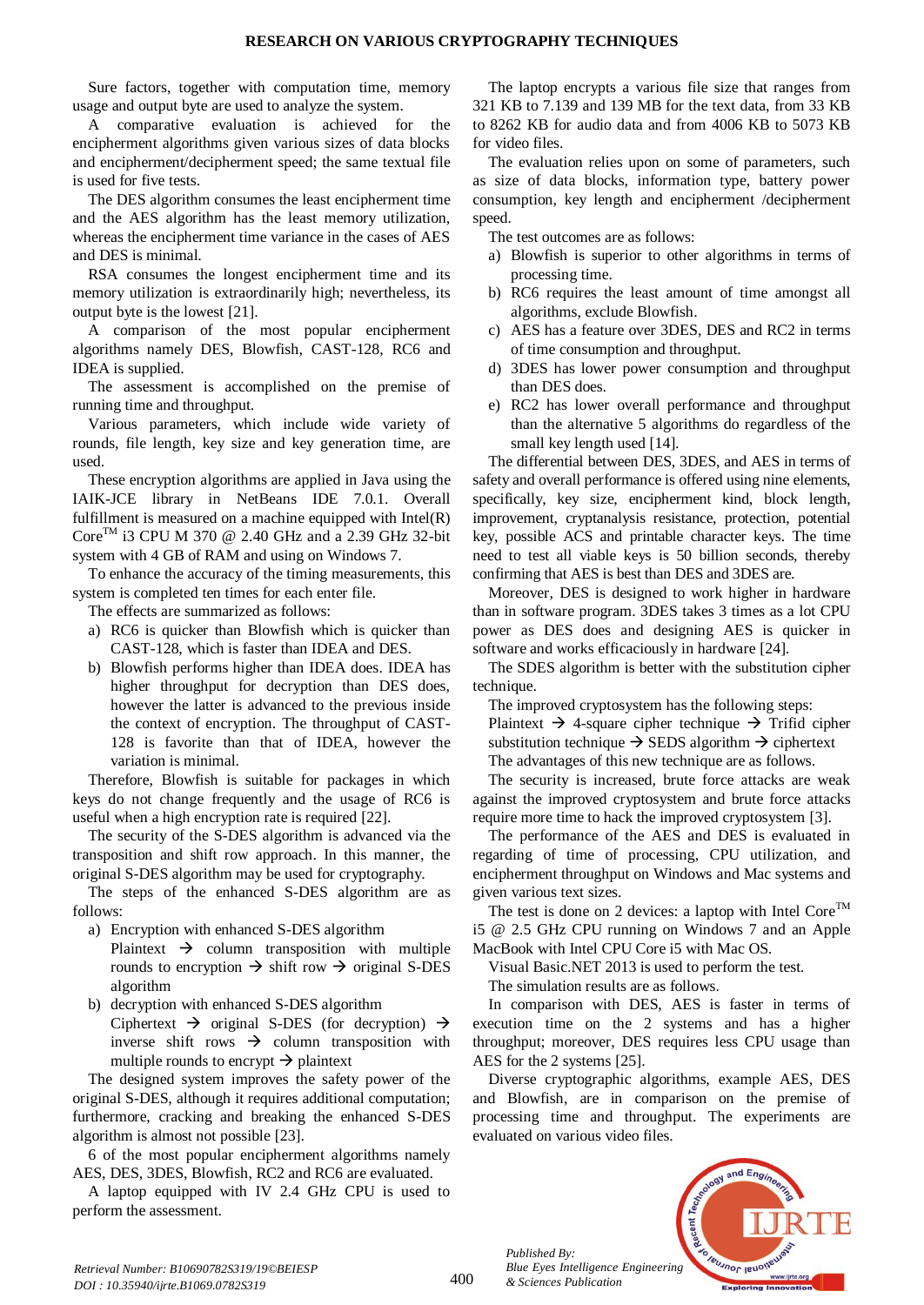Sure factors, together with computation time, memory usage and output byte are used to analyze the system.

A comparative evaluation is achieved for the encipherment algorithms given various sizes of data blocks and encipherment/decipherment speed; the same textual file is used for five tests.

The DES algorithm consumes the least encipherment time and the AES algorithm has the least memory utilization, whereas the encipherment time variance in the cases of AES and DES is minimal.

RSA consumes the longest encipherment time and its memory utilization is extraordinarily high; nevertheless, its output byte is the lowest [21].

A comparison of the most popular encipherment algorithms namely DES, Blowfish, CAST-128, RC6 and IDEA is supplied.

The assessment is accomplished on the premise of running time and throughput.

Various parameters, which include wide variety of rounds, file length, key size and key generation time, are used.

These encryption algorithms are applied in Java using the IAIK-JCE library in NetBeans IDE 7.0.1. Overall fulfillment is measured on a machine equipped with Intel(R) Core™ i3 CPU M 370 @ 2.40 GHz and a 2.39 GHz 32-bit system with 4 GB of RAM and using on Windows 7.

To enhance the accuracy of the timing measurements, this system is completed ten times for each enter file.

The effects are summarized as follows:

a) RC6 is quicker than Blowfish which is quicker than CAST-128, which is faster than IDEA and DES.
b) Blowfish performs higher than IDEA does. IDEA has higher throughput for decryption than DES does, however the latter is advanced to the previous inside the context of encryption. The throughput of CAST-128 is favorite than that of IDEA, however the variation is minimal.

Therefore, Blowfish is suitable for packages in which keys do not change frequently and the usage of RC6 is useful when a high encryption rate is required [22].

The security of the S-DES algorithm is advanced via the transposition and shift row approach. In this manner, the original S-DES algorithm may be used for cryptography.

The steps of the enhanced S-DES algorithm are as follows:

a) Encryption with enhanced S-DES algorithm
   Plaintext → column transposition with multiple rounds to encryption → shift row → original S-DES algorithm
b) decryption with enhanced S-DES algorithm
   Ciphertext → original S-DES (for decryption) → inverse shift rows → column transposition with multiple rounds to encrypt → plaintext

The designed system improves the safety power of the original S-DES, although it requires additional computation; furthermore, cracking and breaking the enhanced S-DES algorithm is almost not possible [23].

6 of the most popular encipherment algorithms namely AES, DES, 3DES, Blowfish, RC2 and RC6 are evaluated.

A laptop equipped with IV 2.4 GHz CPU is used to perform the assessment.

The laptop encrypts a various file size that ranges from 321 KB to 7.139 and 139 MB for the text data, from 33 KB to 8262 KB for audio data and from 4006 KB to 5073 KB for video files.

The evaluation relies upon on some of parameters, such as size of data blocks, information type, battery power consumption, key length and encipherment /decipherment speed.

The test outcomes are as follows:

a) Blowfish is superior to other algorithms in terms of processing time.
b) RC6 requires the least amount of time amongst all algorithms, exclude Blowfish.
c) AES has a feature over 3DES, DES and RC2 in terms of time consumption and throughput.
d) 3DES has lower power consumption and throughput than DES does.
e) RC2 has lower overall performance and throughput than the alternative 5 algorithms do regardless of the small key length used [14].

The differential between DES, 3DES, and AES in terms of safety and overall performance is offered using nine elements, specifically, key size, encipherment kind, block length, improvement, cryptanalysis resistance, protection, potential key, possible ACS and printable character keys. The time need to test all viable keys is 50 billion seconds, thereby confirming that AES is best than DES and 3DES are.

Moreover, DES is designed to work higher in hardware than in software program. 3DES takes 3 times as a lot CPU power as DES does and designing AES is quicker in software and works efficaciously in hardware [24].

The SDES algorithm is better with the substitution cipher technique.

The improved cryptosystem has the following steps:

Plaintext → 4-square cipher technique → Trifid cipher substitution technique → SEDS algorithm → ciphertext

The advantages of this new technique are as follows.

The security is increased, brute force attacks are weak against the improved cryptosystem and brute force attacks require more time to hack the improved cryptosystem [3].

The performance of the AES and DES is evaluated in regarding of time of processing, CPU utilization, and encipherment throughput on Windows and Mac systems and given various text sizes.

The test is done on 2 devices: a laptop with Intel Core™ i5 @ 2.5 GHz CPU running on Windows 7 and an Apple MacBook with Intel CPU Core i5 with Mac OS.

Visual Basic.NET 2013 is used to perform the test.

The simulation results are as follows.

In comparison with DES, AES is faster in terms of execution time on the 2 systems and has a higher throughput; moreover, DES requires less CPU usage than AES for the 2 systems [25].

Diverse cryptographic algorithms, example AES, DES and Blowfish, are in comparison on the premise of processing time and throughput. The experiments are evaluated on various video files.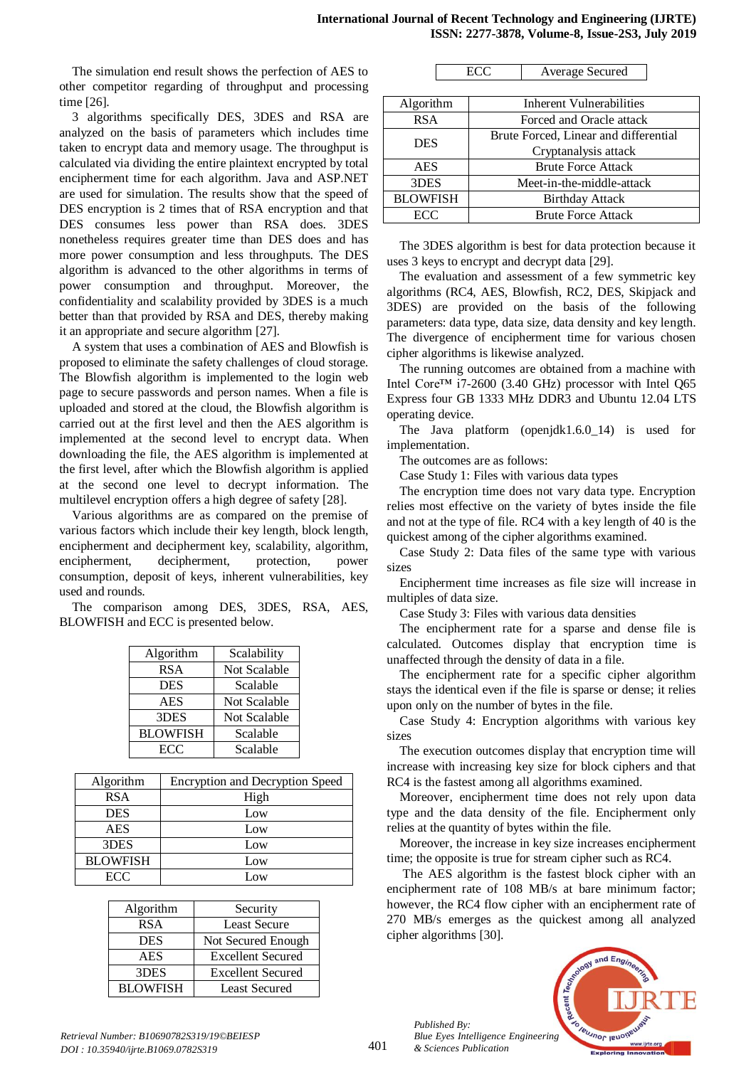The simulation end result shows the perfection of AES to other competitor regarding of throughput and processing time [26].

3 algorithms specifically DES, 3DES and RSA are analyzed on the basis of parameters which includes time taken to encrypt data and memory usage. The throughput is calculated via dividing the entire plaintext encrypted by total encipherment time for each algorithm. Java and ASP.NET are used for simulation. The results show that the speed of DES encryption is 2 times that of RSA encryption and that DES consumes less power than RSA does. 3DES nonetheless requires greater time than DES does and has more power consumption and less throughputs. The DES algorithm is advanced to the other algorithms in terms of power consumption and throughput. Moreover, the confidentiality and scalability provided by 3DES is a much better than that provided by RSA and DES, thereby making it an appropriate and secure algorithm [27].

A system that uses a combination of AES and Blowfish is proposed to eliminate the safety challenges of cloud storage. The Blowfish algorithm is implemented to the login web page to secure passwords and person names. When a file is uploaded and stored at the cloud, the Blowfish algorithm is carried out at the first level and then the AES algorithm is implemented at the second level to encrypt data. When downloading the file, the AES algorithm is implemented at the first level, after which the Blowfish algorithm is applied at the second one level to decrypt information. The multilevel encryption offers a high degree of safety [28].

Various algorithms are as compared on the premise of various factors which include their key length, block length, encipherment and decipherment key, scalability, algorithm, encipherment, decipherment, protection, power consumption, deposit of keys, inherent vulnerabilities, key used and rounds.

The comparison among DES, 3DES, RSA, AES, BLOWFISH and ECC is presented below.

| Algorithm | Scalability |
|---|---|
| RSA | Not Scalable |
| DES | Scalable |
| AES | Not Scalable |
| 3DES | Not Scalable |
| BLOWFISH | Scalable |
| ECC | Scalable |

| Algorithm | Encryption and Decryption Speed |
|---|---|
| RSA | High |
| DES | Low |
| AES | Low |
| 3DES | Low |
| BLOWFISH | Low |
| ECC | Low |

| Algorithm | Security |
|---|---|
| RSA | Least Secure |
| DES | Not Secured Enough |
| AES | Excellent Secured |
| 3DES | Excellent Secured |
| BLOWFISH | Least Secured |
| ECC | Average Secured |

| Algorithm | Inherent Vulnerabilities |
|---|---|
| RSA | Forced and Oracle attack |
| DES | Brute Forced, Linear and differential Cryptanalysis attack |
| AES | Brute Force Attack |
| 3DES | Meet-in-the-middle-attack |
| BLOWFISH | Birthday Attack |
| ECC | Brute Force Attack |

The 3DES algorithm is best for data protection because it uses 3 keys to encrypt and decrypt data [29].

The evaluation and assessment of a few symmetric key algorithms (RC4, AES, Blowfish, RC2, DES, Skipjack and 3DES) are provided on the basis of the following parameters: data type, data size, data density and key length. The divergence of encipherment time for various chosen cipher algorithms is likewise analyzed.

The running outcomes are obtained from a machine with Intel Core™ i7-2600 (3.40 GHz) processor with Intel Q65 Express four GB 1333 MHz DDR3 and Ubuntu 12.04 LTS operating device.

The Java platform (openjdk1.6.0_14) is used for implementation.

The outcomes are as follows:

Case Study 1: Files with various data types

The encryption time does not vary data type. Encryption relies most effective on the variety of bytes inside the file and not at the type of file. RC4 with a key length of 40 is the quickest among of the cipher algorithms examined.

Case Study 2: Data files of the same type with various sizes

Encipherment time increases as file size will increase in multiples of data size.

Case Study 3: Files with various data densities

The encipherment rate for a sparse and dense file is calculated. Outcomes display that encryption time is unaffected through the density of data in a file.

The encipherment rate for a specific cipher algorithm stays the identical even if the file is sparse or dense; it relies upon only on the number of bytes in the file.

Case Study 4: Encryption algorithms with various key sizes

The execution outcomes display that encryption time will increase with increasing key size for block ciphers and that RC4 is the fastest among all algorithms examined.

Moreover, encipherment time does not rely upon data type and the data density of the file. Encipherment only relies at the quantity of bytes within the file.

Moreover, the increase in key size increases encipherment time; the opposite is true for stream cipher such as RC4.

The AES algorithm is the fastest block cipher with an encipherment rate of 108 MB/s at bare minimum factor; however, the RC4 flow cipher with an encipherment rate of 270 MB/s emerges as the quickest among all analyzed cipher algorithms [30].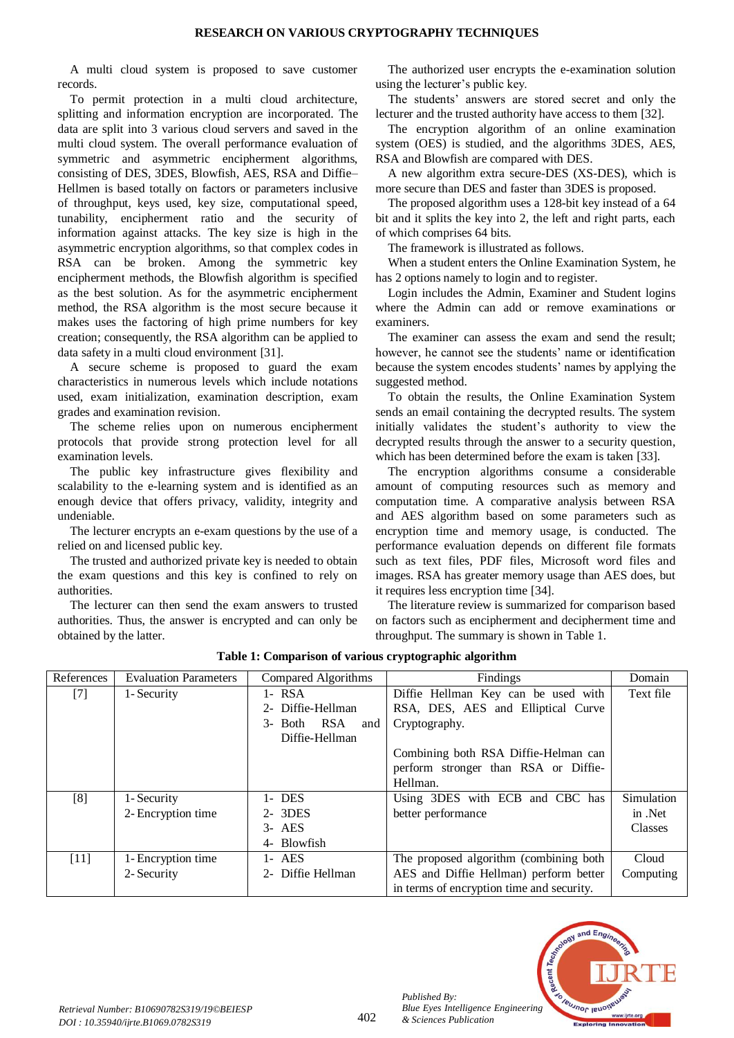A multi cloud system is proposed to save customer records.

To permit protection in a multi cloud architecture, splitting and information encryption are incorporated. The data are split into 3 various cloud servers and saved in the multi cloud system. The overall performance evaluation of symmetric and asymmetric encipherment algorithms, consisting of DES, 3DES, Blowfish, AES, RSA and Diffie–Hellmen is based totally on factors or parameters inclusive of throughput, keys used, key size, computational speed, tunability, encipherment ratio and the security of information against attacks. The key size is high in the asymmetric encryption algorithms, so that complex codes in RSA can be broken. Among the symmetric key encipherment methods, the Blowfish algorithm is specified as the best solution. As for the asymmetric encipherment method, the RSA algorithm is the most secure because it makes uses the factoring of high prime numbers for key creation; consequently, the RSA algorithm can be applied to data safety in a multi cloud environment [31].

A secure scheme is proposed to guard the exam characteristics in numerous levels which include notations used, exam initialization, examination description, exam grades and examination revision.

The scheme relies upon on numerous encipherment protocols that provide strong protection level for all examination levels.

The public key infrastructure gives flexibility and scalability to the e-learning system and is identified as an enough device that offers privacy, validity, integrity and undeniable.

The lecturer encrypts an e-exam questions by the use of a relied on and licensed public key.

The trusted and authorized private key is needed to obtain the exam questions and this key is confined to rely on authorities.

The lecturer can then send the exam answers to trusted authorities. Thus, the answer is encrypted and can only be obtained by the latter.

The authorized user encrypts the e-examination solution using the lecturer's public key.

The students' answers are stored secret and only the lecturer and the trusted authority have access to them [32].

The encryption algorithm of an online examination system (OES) is studied, and the algorithms 3DES, AES, RSA and Blowfish are compared with DES.

A new algorithm extra secure-DES (XS-DES), which is more secure than DES and faster than 3DES is proposed.

The proposed algorithm uses a 128-bit key instead of a 64 bit and it splits the key into 2, the left and right parts, each of which comprises 64 bits.

The framework is illustrated as follows.

When a student enters the Online Examination System, he has 2 options namely to login and to register.

Login includes the Admin, Examiner and Student logins where the Admin can add or remove examinations or examiners.

The examiner can assess the exam and send the result; however, he cannot see the students' name or identification because the system encodes students' names by applying the suggested method.

To obtain the results, the Online Examination System sends an email containing the decrypted results. The system initially validates the student's authority to view the decrypted results through the answer to a security question, which has been determined before the exam is taken [33].

The encryption algorithms consume a considerable amount of computing resources such as memory and computation time. A comparative analysis between RSA and AES algorithm based on some parameters such as encryption time and memory usage, is conducted. The performance evaluation depends on different file formats such as text files, PDF files, Microsoft word files and images. RSA has greater memory usage than AES does, but it requires less encryption time [34].

The literature review is summarized for comparison based on factors such as encipherment and decipherment time and throughput. The summary is shown in Table 1.

**Table 1: Comparison of various cryptographic algorithm**

| References | Evaluation Parameters | Compared Algorithms | Findings | Domain |
|---|---|---|---|---|
| [7] | 1- Security | 1- RSA<br>2- Diffie-Hellman<br>3- Both RSA and Diffie-Hellman | Diffie Hellman Key can be used with RSA, DES, AES and Elliptical Curve Cryptography.<br><br>Combining both RSA Diffie-Helman can perform stronger than RSA or Diffie-Hellman. | Text file |
| [8] | 1- Security<br>2- Encryption time | 1- DES<br>2- 3DES<br>3- AES<br>4- Blowfish | Using 3DES with ECB and CBC has better performance | Simulation in .Net Classes |
| [11] | 1- Encryption time<br>2- Security | 1- AES<br>2- Diffie Hellman | The proposed algorithm (combining both AES and Diffie Hellman) perform better in terms of encryption time and security. | Cloud Computing |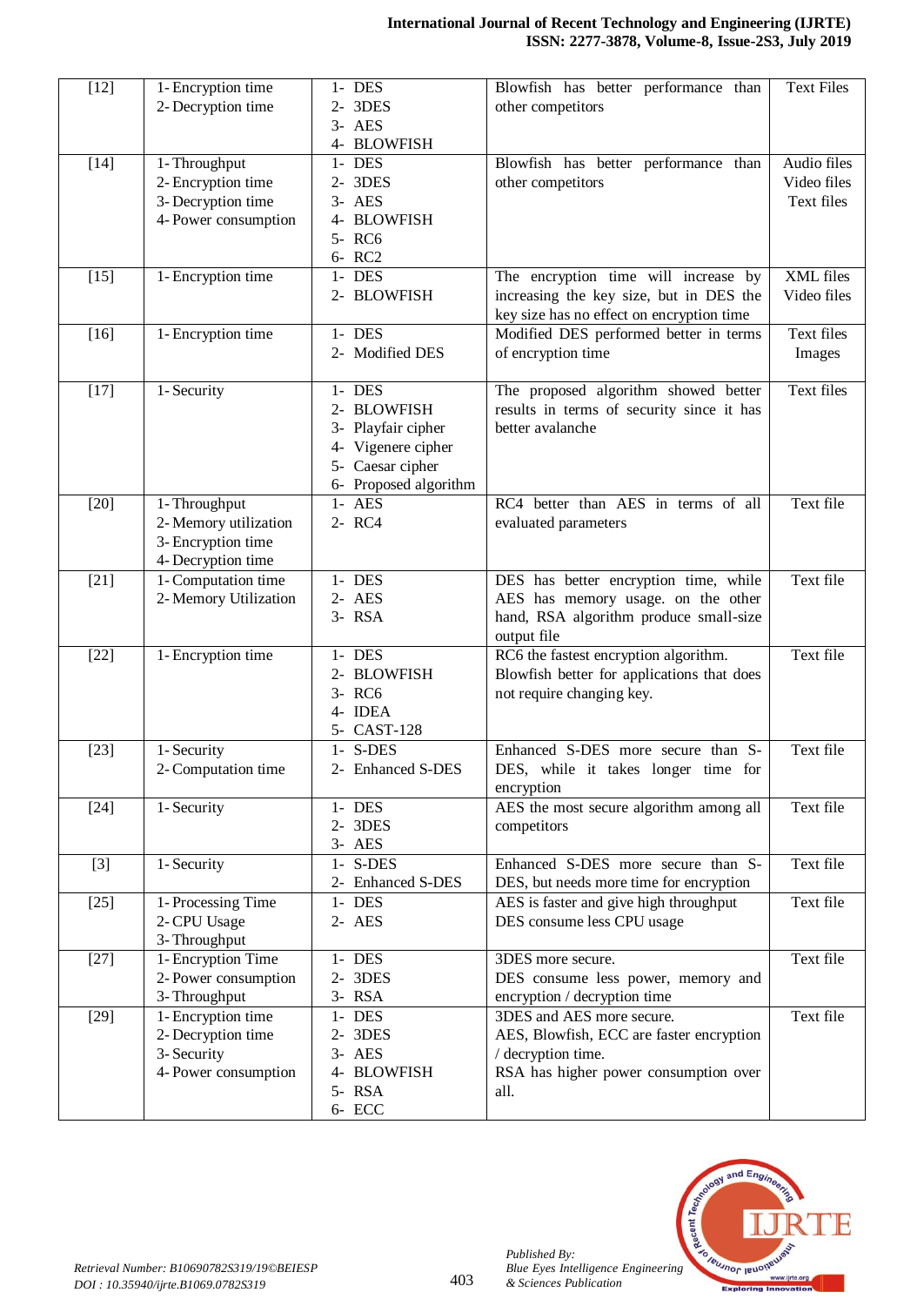| | | | | |
|---|---|---|---|---|
| [12] | 1- Encryption time<br>2- Decryption time | 1- DES<br>2- 3DES<br>3- AES<br>4- BLOWFISH | Blowfish has better performance than other competitors | Text Files |
| [14] | 1- Throughput<br>2- Encryption time<br>3- Decryption time<br>4- Power consumption | 1- DES<br>2- 3DES<br>3- AES<br>4- BLOWFISH<br>5- RC6<br>6- RC2 | Blowfish has better performance than other competitors | Audio files<br>Video files<br>Text files |
| [15] | 1- Encryption time | 1- DES<br>2- BLOWFISH | The encryption time will increase by increasing the key size, but in DES the key size has no effect on encryption time | XML files<br>Video files |
| [16] | 1- Encryption time | 1- DES<br>2- Modified DES | Modified DES performed better in terms of encryption time | Text files<br>Images |
| [17] | 1- Security | 1- DES<br>2- BLOWFISH<br>3- Playfair cipher<br>4- Vigenere cipher<br>5- Caesar cipher<br>6- Proposed algorithm | The proposed algorithm showed better results in terms of security since it has better avalanche | Text files |
| [20] | 1- Throughput<br>2- Memory utilization<br>3- Encryption time<br>4- Decryption time | 1- AES<br>2- RC4 | RC4 better than AES in terms of all evaluated parameters | Text file |
| [21] | 1- Computation time<br>2- Memory Utilization | 1- DES<br>2- AES<br>3- RSA | DES has better encryption time, while AES has memory usage. on the other hand, RSA algorithm produce small-size output file | Text file |
| [22] | 1- Encryption time | 1- DES<br>2- BLOWFISH<br>3- RC6<br>4- IDEA<br>5- CAST-128 | RC6 the fastest encryption algorithm.<br>Blowfish better for applications that does not require changing key. | Text file |
| [23] | 1- Security<br>2- Computation time | 1- S-DES<br>2- Enhanced S-DES | Enhanced S-DES more secure than S-DES, while it takes longer time for encryption | Text file |
| [24] | 1- Security | 1- DES<br>2- 3DES<br>3- AES | AES the most secure algorithm among all competitors | Text file |
| [3] | 1- Security | 1- S-DES<br>2- Enhanced S-DES | Enhanced S-DES more secure than S-DES, but needs more time for encryption | Text file |
| [25] | 1- Processing Time<br>2- CPU Usage<br>3- Throughput | 1- DES<br>2- AES | AES is faster and give high throughput<br>DES consume less CPU usage | Text file |
| [27] | 1- Encryption Time<br>2- Power consumption<br>3- Throughput | 1- DES<br>2- 3DES<br>3- RSA | 3DES more secure.<br>DES consume less power, memory and encryption / decryption time | Text file |
| [29] | 1- Encryption time<br>2- Decryption time<br>3- Security<br>4- Power consumption | 1- DES<br>2- 3DES<br>3- AES<br>4- BLOWFISH<br>5- RSA<br>6- ECC | 3DES and AES more secure.<br>AES, Blowfish, ECC are faster encryption / decryption time.<br>RSA has higher power consumption over all. | Text file |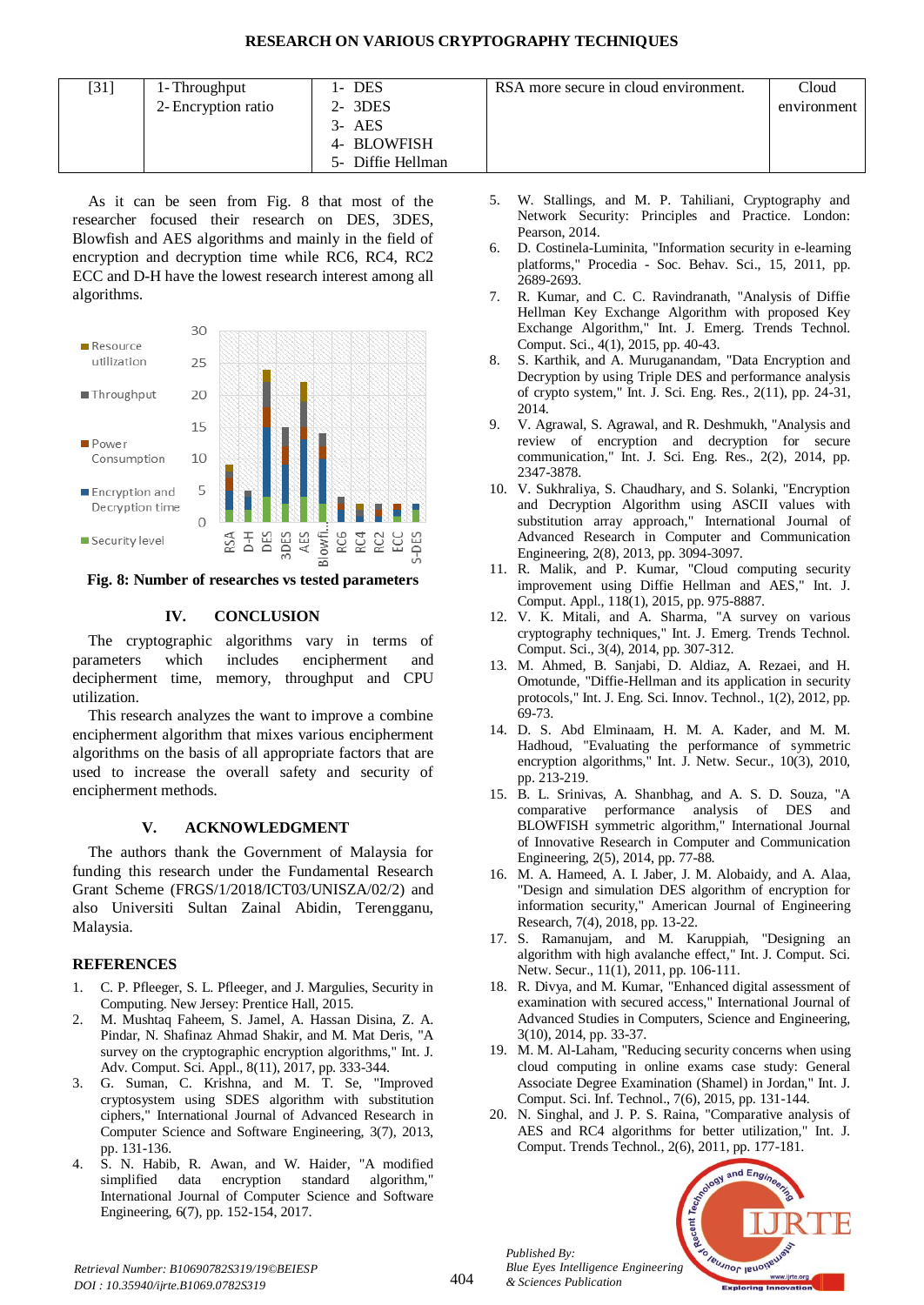| [31] | 1- Throughput<br>2- Encryption ratio | 1- DES<br>2- 3DES<br>3- AES<br>4- BLOWFISH<br>5- Diffie Hellman | RSA more secure in cloud environment. | Cloud environment |
|---|---|---|---|---|

As it can be seen from Fig. 8 that most of the researcher focused their research on DES, 3DES, Blowfish and AES algorithms and mainly in the field of encryption and decryption time while RC6, RC4, RC2 ECC and D-H have the lowest research interest among all algorithms.

**Fig. 8: Number of researches vs tested parameters**

## IV. CONCLUSION

The cryptographic algorithms vary in terms of parameters which includes encipherment and decipherment time, memory, throughput and CPU utilization.

This research analyzes the want to improve a combine encipherment algorithm that mixes various encipherment algorithms on the basis of all appropriate factors that are used to increase the overall safety and security of encipherment methods.

## V. ACKNOWLEDGMENT

The authors thank the Government of Malaysia for funding this research under the Fundamental Research Grant Scheme (FRGS/1/2018/ICT03/UNISZA/02/2) and also Universiti Sultan Zainal Abidin, Terengganu, Malaysia.

## REFERENCES

1. C. P. Pfleeger, S. L. Pfleeger, and J. Margulies, Security in Computing. New Jersey: Prentice Hall, 2015.
2. M. Mushtaq Faheem, S. Jamel, A. Hassan Disina, Z. A. Pindar, N. Shafinaz Ahmad Shakir, and M. Mat Deris, "A survey on the cryptographic encryption algorithms," Int. J. Adv. Comput. Sci. Appl., 8(11), 2017, pp. 333-344.
3. G. Suman, C. Krishna, and M. T. Se, "Improved cryptosystem using SDES algorithm with substitution ciphers," International Journal of Advanced Research in Computer Science and Software Engineering, 3(7), 2013, pp. 131-136.
4. S. N. Habib, R. Awan, and W. Haider, "A modified simplified data encryption standard algorithm," International Journal of Computer Science and Software Engineering, 6(7), pp. 152-154, 2017.
5. W. Stallings, and M. P. Tahiliani, Cryptography and Network Security: Principles and Practice. London: Pearson, 2014.
6. D. Costinela-Luminita, "Information security in e-learning platforms," Procedia - Soc. Behav. Sci., 15, 2011, pp. 2689-2693.
7. R. Kumar, and C. C. Ravindranath, "Analysis of Diffie Hellman Key Exchange Algorithm with proposed Key Exchange Algorithm," Int. J. Emerg. Trends Technol. Comput. Sci., 4(1), 2015, pp. 40-43.
8. S. Karthik, and A. Muruganandam, "Data Encryption and Decryption by using Triple DES and performance analysis of crypto system," Int. J. Sci. Eng. Res., 2(11), pp. 24-31, 2014.
9. V. Agrawal, S. Agrawal, and R. Deshmukh, "Analysis and review of encryption and decryption for secure communication," Int. J. Sci. Eng. Res., 2(2), 2014, pp. 2347-3878.
10. V. Sukhraliya, S. Chaudhary, and S. Solanki, "Encryption and Decryption Algorithm using ASCII values with substitution array approach," International Journal of Advanced Research in Computer and Communication Engineering, 2(8), 2013, pp. 3094-3097.
11. R. Malik, and P. Kumar, "Cloud computing security improvement using Diffie Hellman and AES," Int. J. Comput. Appl., 118(1), 2015, pp. 975-8887.
12. V. K. Mitali, and A. Sharma, "A survey on various cryptography techniques," Int. J. Emerg. Trends Technol. Comput. Sci., 3(4), 2014, pp. 307-312.
13. M. Ahmed, B. Sanjabi, D. Aldiaz, A. Rezaei, and H. Omotunde, "Diffie-Hellman and its application in security protocols," Int. J. Eng. Sci. Innov. Technol., 1(2), 2012, pp. 69-73.
14. D. S. Abd Elminaam, H. M. A. Kader, and M. M. Hadhoud, "Evaluating the performance of symmetric encryption algorithms," Int. J. Netw. Secur., 10(3), 2010, pp. 213-219.
15. B. L. Srinivas, A. Shanbhag, and A. S. D. Souza, "A comparative performance analysis of DES and BLOWFISH symmetric algorithm," International Journal of Innovative Research in Computer and Communication Engineering, 2(5), 2014, pp. 77-88.
16. M. A. Hameed, A. I. Jaber, J. M. Alobaidy, and A. Alaa, "Design and simulation DES algorithm of encryption for information security," American Journal of Engineering Research, 7(4), 2018, pp. 13-22.
17. S. Ramanujam, and M. Karuppiah, "Designing an algorithm with high avalanche effect," Int. J. Comput. Sci. Netw. Secur., 11(1), 2011, pp. 106-111.
18. R. Divya, and M. Kumar, "Enhanced digital assessment of examination with secured access," International Journal of Advanced Studies in Computers, Science and Engineering, 3(10), 2014, pp. 33-37.
19. M. M. Al-Laham, "Reducing security concerns when using cloud computing in online exams case study: General Associate Degree Examination (Shamel) in Jordan," Int. J. Comput. Sci. Inf. Technol., 7(6), 2015, pp. 131-144.
20. N. Singhal, and J. P. S. Raina, "Comparative analysis of AES and RC4 algorithms for better utilization," Int. J. Comput. Trends Technol., 2(6), 2011, pp. 177-181.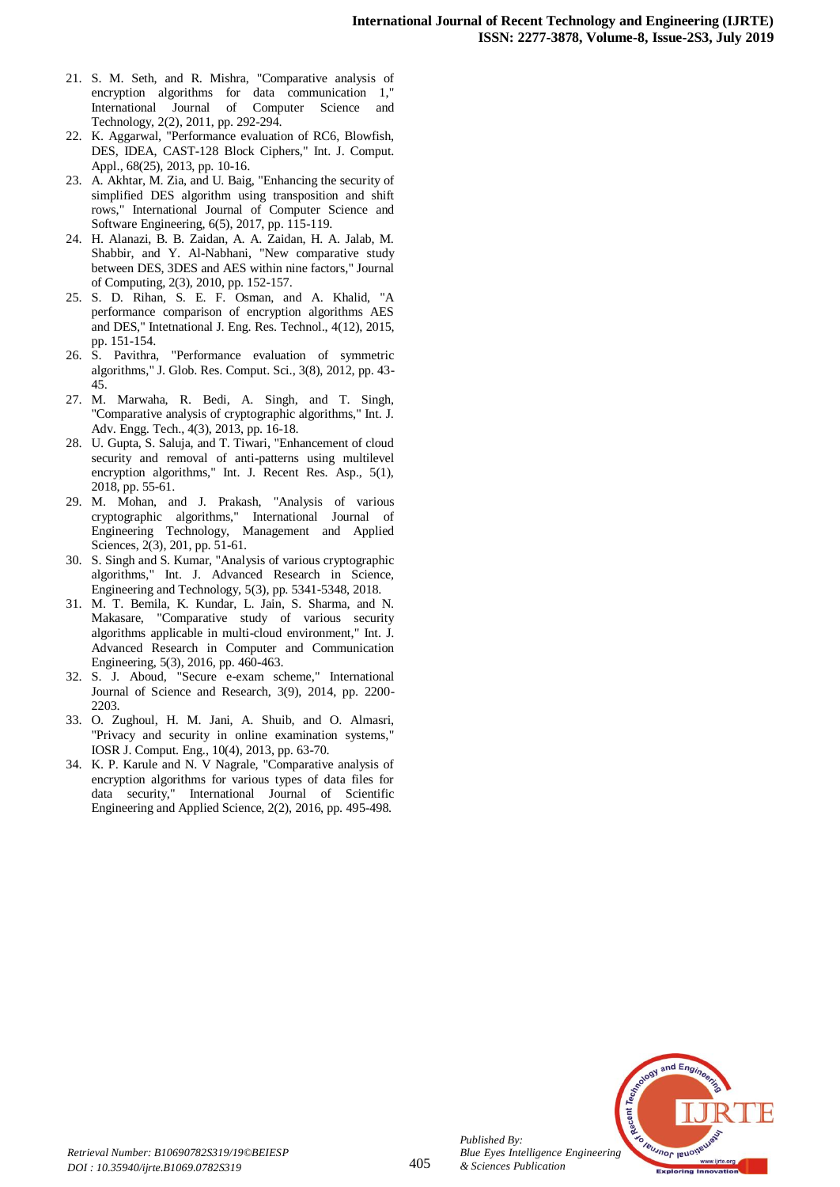21. S. M. Seth, and R. Mishra, "Comparative analysis of encryption algorithms for data communication 1," International Journal of Computer Science and Technology, 2(2), 2011, pp. 292-294.
22. K. Aggarwal, "Performance evaluation of RC6, Blowfish, DES, IDEA, CAST-128 Block Ciphers," Int. J. Comput. Appl., 68(25), 2013, pp. 10-16.
23. A. Akhtar, M. Zia, and U. Baig, "Enhancing the security of simplified DES algorithm using transposition and shift rows," International Journal of Computer Science and Software Engineering, 6(5), 2017, pp. 115-119.
24. H. Alanazi, B. B. Zaidan, A. A. Zaidan, H. A. Jalab, M. Shabbir, and Y. Al-Nabhani, "New comparative study between DES, 3DES and AES within nine factors," Journal of Computing, 2(3), 2010, pp. 152-157.
25. S. D. Rihan, S. E. F. Osman, and A. Khalid, "A performance comparison of encryption algorithms AES and DES," Intetnational J. Eng. Res. Technol., 4(12), 2015, pp. 151-154.
26. S. Pavithra, "Performance evaluation of symmetric algorithms," J. Glob. Res. Comput. Sci., 3(8), 2012, pp. 43-45.
27. M. Marwaha, R. Bedi, A. Singh, and T. Singh, "Comparative analysis of cryptographic algorithms," Int. J. Adv. Engg. Tech., 4(3), 2013, pp. 16-18.
28. U. Gupta, S. Saluja, and T. Tiwari, "Enhancement of cloud security and removal of anti-patterns using multilevel encryption algorithms," Int. J. Recent Res. Asp., 5(1), 2018, pp. 55-61.
29. M. Mohan, and J. Prakash, "Analysis of various cryptographic algorithms," International Journal of Engineering Technology, Management and Applied Sciences, 2(3), 201, pp. 51-61.
30. S. Singh and S. Kumar, "Analysis of various cryptographic algorithms," Int. J. Advanced Research in Science, Engineering and Technology, 5(3), pp. 5341-5348, 2018.
31. M. T. Bemila, K. Kundar, L. Jain, S. Sharma, and N. Makasare, "Comparative study of various security algorithms applicable in multi-cloud environment," Int. J. Advanced Research in Computer and Communication Engineering, 5(3), 2016, pp. 460-463.
32. S. J. Aboud, "Secure e-exam scheme," International Journal of Science and Research, 3(9), 2014, pp. 2200-2203.
33. O. Zughoul, H. M. Jani, A. Shuib, and O. Almasri, "Privacy and security in online examination systems," IOSR J. Comput. Eng., 10(4), 2013, pp. 63-70.
34. K. P. Karule and N. V Nagrale, "Comparative analysis of encryption algorithms for various types of data files for data security," International Journal of Scientific Engineering and Applied Science, 2(2), 2016, pp. 495-498.